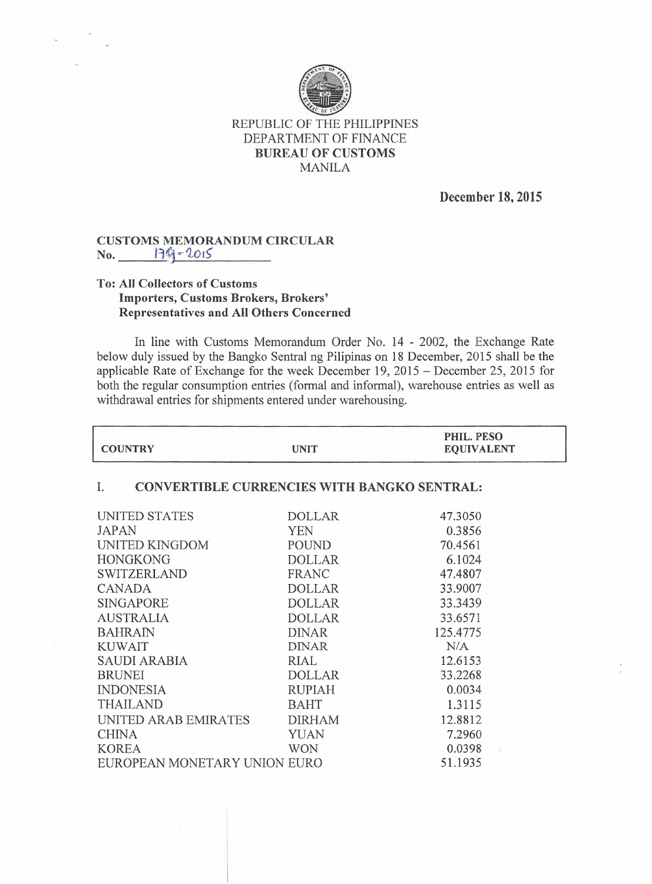REPUBLIC OF THE PHILIPPINES
DEPARTMENT OF FINANCE
**BUREAU OF CUSTOMS**
MANILA

**December 18, 2015**

**CUSTOMS MEMORANDUM CIRCULAR**
**No. 179-2015**

**To: All Collectors of Customs**
**Importers, Customs Brokers, Brokers' Representatives and All Others Concerned**

In line with Customs Memorandum Order No. 14 - 2002, the Exchange Rate below duly issued by the Bangko Sentral ng Pilipinas on 18 December, 2015 shall be the applicable Rate of Exchange for the week December 19, 2015 – December 25, 2015 for both the regular consumption entries (formal and informal), warehouse entries as well as withdrawal entries for shipments entered under warehousing.

| COUNTRY | UNIT | PHIL. PESO EQUIVALENT |
|---|---|---|
| **I. CONVERTIBLE CURRENCIES WITH BANGKO SENTRAL:** | | |
| UNITED STATES | DOLLAR | 47.3050 |
| JAPAN | YEN | 0.3856 |
| UNITED KINGDOM | POUND | 70.4561 |
| HONGKONG | DOLLAR | 6.1024 |
| SWITZERLAND | FRANC | 47.4807 |
| CANADA | DOLLAR | 33.9007 |
| SINGAPORE | DOLLAR | 33.3439 |
| AUSTRALIA | DOLLAR | 33.6571 |
| BAHRAIN | DINAR | 125.4775 |
| KUWAIT | DINAR | N/A |
| SAUDI ARABIA | RIAL | 12.6153 |
| BRUNEI | DOLLAR | 33.2268 |
| INDONESIA | RUPIAH | 0.0034 |
| THAILAND | BAHT | 1.3115 |
| UNITED ARAB EMIRATES | DIRHAM | 12.8812 |
| CHINA | YUAN | 7.2960 |
| KOREA | WON | 0.0398 |
| EUROPEAN MONETARY UNION | EURO | 51.1935 |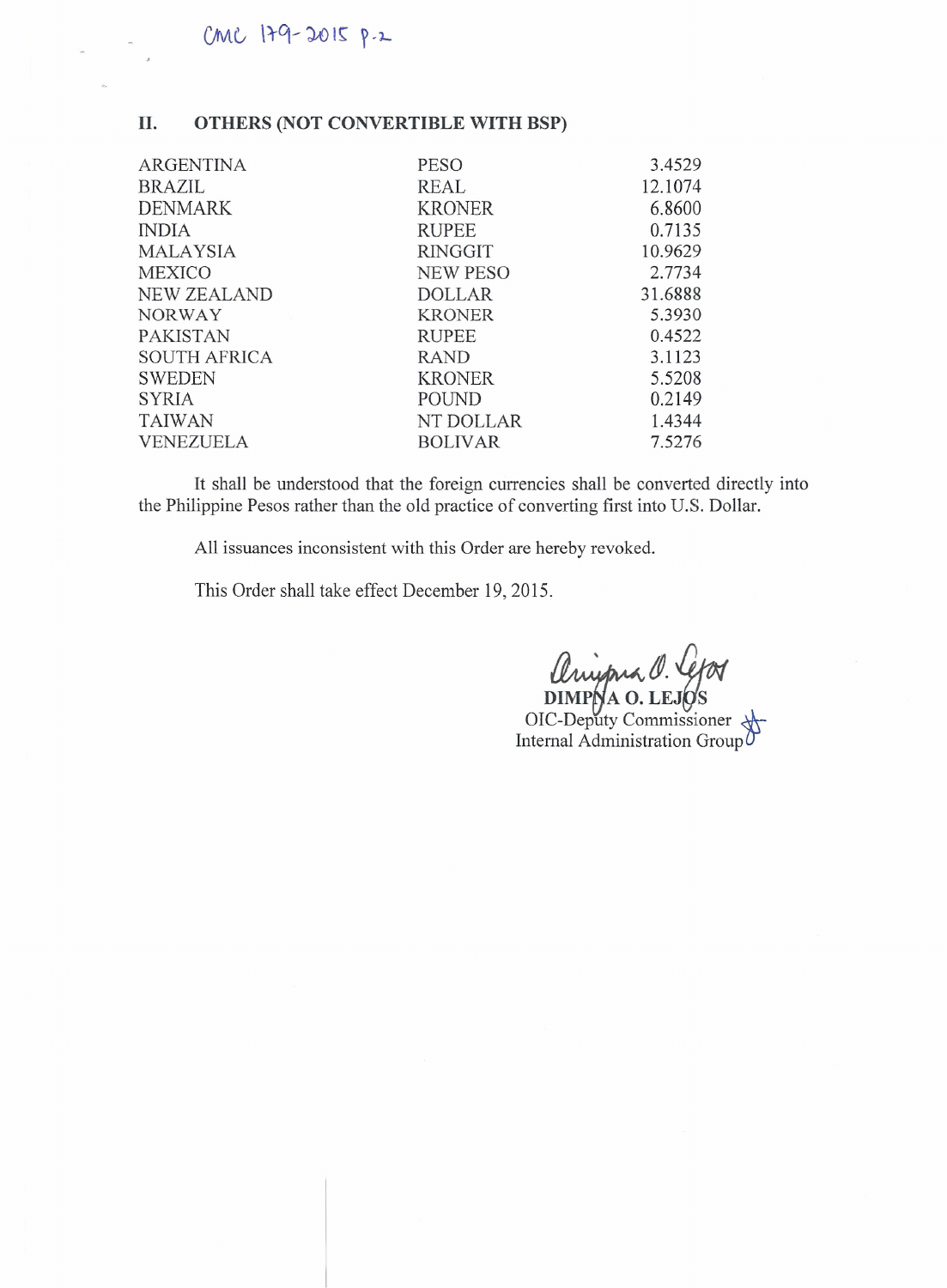CMC 179-2015 p.2

## II. OTHERS (NOT CONVERTIBLE WITH BSP)

| | | |
|---|---|---|
| ARGENTINA | PESO | 3.4529 |
| BRAZIL | REAL | 12.1074 |
| DENMARK | KRONER | 6.8600 |
| INDIA | RUPEE | 0.7135 |
| MALAYSIA | RINGGIT | 10.9629 |
| MEXICO | NEW PESO | 2.7734 |
| NEW ZEALAND | DOLLAR | 31.6888 |
| NORWAY | KRONER | 5.3930 |
| PAKISTAN | RUPEE | 0.4522 |
| SOUTH AFRICA | RAND | 3.1123 |
| SWEDEN | KRONER | 5.5208 |
| SYRIA | POUND | 0.2149 |
| TAIWAN | NT DOLLAR | 1.4344 |
| VENEZUELA | BOLIVAR | 7.5276 |

It shall be understood that the foreign currencies shall be converted directly into the Philippine Pesos rather than the old practice of converting first into U.S. Dollar.

All issuances inconsistent with this Order are hereby revoked.

This Order shall take effect December 19, 2015.

**DIMPNA O. LEJOS**
OIC-Deputy Commissioner
Internal Administration Group